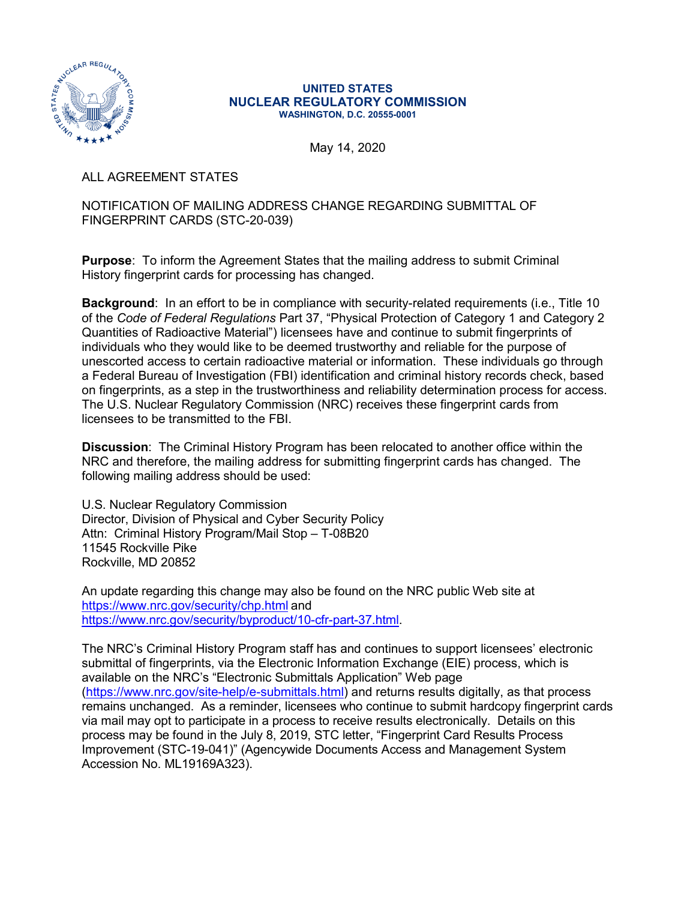**UNITED STATES**
**NUCLEAR REGULATORY COMMISSION**
**WASHINGTON, D.C. 20555-0001**

May 14, 2020

ALL AGREEMENT STATES

NOTIFICATION OF MAILING ADDRESS CHANGE REGARDING SUBMITTAL OF FINGERPRINT CARDS (STC-20-039)

**Purpose**: To inform the Agreement States that the mailing address to submit Criminal History fingerprint cards for processing has changed.

**Background**: In an effort to be in compliance with security-related requirements (i.e., Title 10 of the *Code of Federal Regulations* Part 37, "Physical Protection of Category 1 and Category 2 Quantities of Radioactive Material") licensees have and continue to submit fingerprints of individuals who they would like to be deemed trustworthy and reliable for the purpose of unescorted access to certain radioactive material or information. These individuals go through a Federal Bureau of Investigation (FBI) identification and criminal history records check, based on fingerprints, as a step in the trustworthiness and reliability determination process for access. The U.S. Nuclear Regulatory Commission (NRC) receives these fingerprint cards from licensees to be transmitted to the FBI.

**Discussion**: The Criminal History Program has been relocated to another office within the NRC and therefore, the mailing address for submitting fingerprint cards has changed. The following mailing address should be used:

U.S. Nuclear Regulatory Commission
Director, Division of Physical and Cyber Security Policy
Attn: Criminal History Program/Mail Stop – T-08B20
11545 Rockville Pike
Rockville, MD 20852

An update regarding this change may also be found on the NRC public Web site at https://www.nrc.gov/security/chp.html and https://www.nrc.gov/security/byproduct/10-cfr-part-37.html.

The NRC's Criminal History Program staff has and continues to support licensees' electronic submittal of fingerprints, via the Electronic Information Exchange (EIE) process, which is available on the NRC's "Electronic Submittals Application" Web page (https://www.nrc.gov/site-help/e-submittals.html) and returns results digitally, as that process remains unchanged. As a reminder, licensees who continue to submit hardcopy fingerprint cards via mail may opt to participate in a process to receive results electronically. Details on this process may be found in the July 8, 2019, STC letter, "Fingerprint Card Results Process Improvement (STC-19-041)" (Agencywide Documents Access and Management System Accession No. ML19169A323).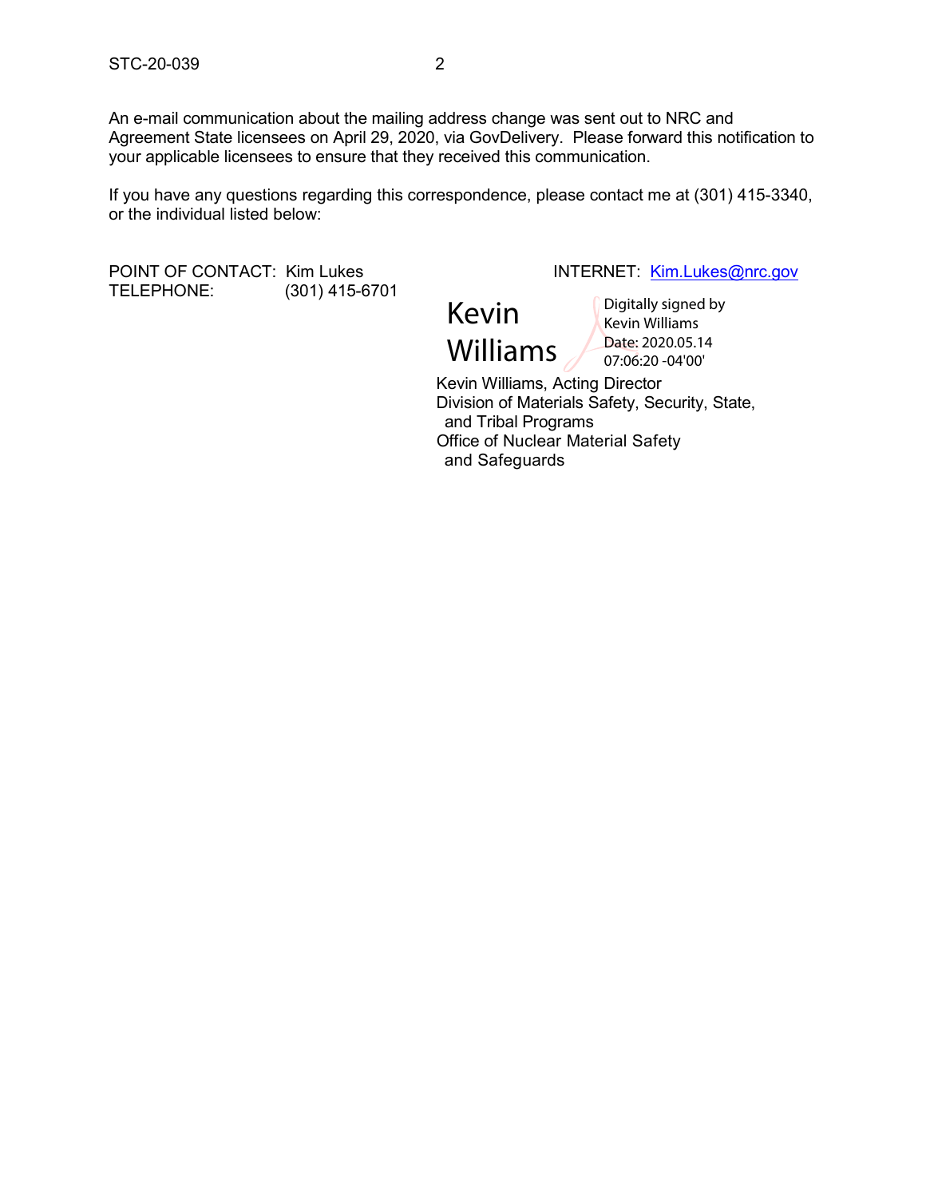An e-mail communication about the mailing address change was sent out to NRC and Agreement State licensees on April 29, 2020, via GovDelivery. Please forward this notification to your applicable licensees to ensure that they received this communication.

If you have any questions regarding this correspondence, please contact me at (301) 415-3340, or the individual listed below:

POINT OF CONTACT: Kim Lukes INTERNET: Kim.Lukes@nrc.gov
TELEPHONE: (301) 415-6701

Kevin Williams
Digitally signed by Kevin Williams
Date: 2020.05.14 07:06:20 -04'00'

Kevin Williams, Acting Director
Division of Materials Safety, Security, State, and Tribal Programs
Office of Nuclear Material Safety and Safeguards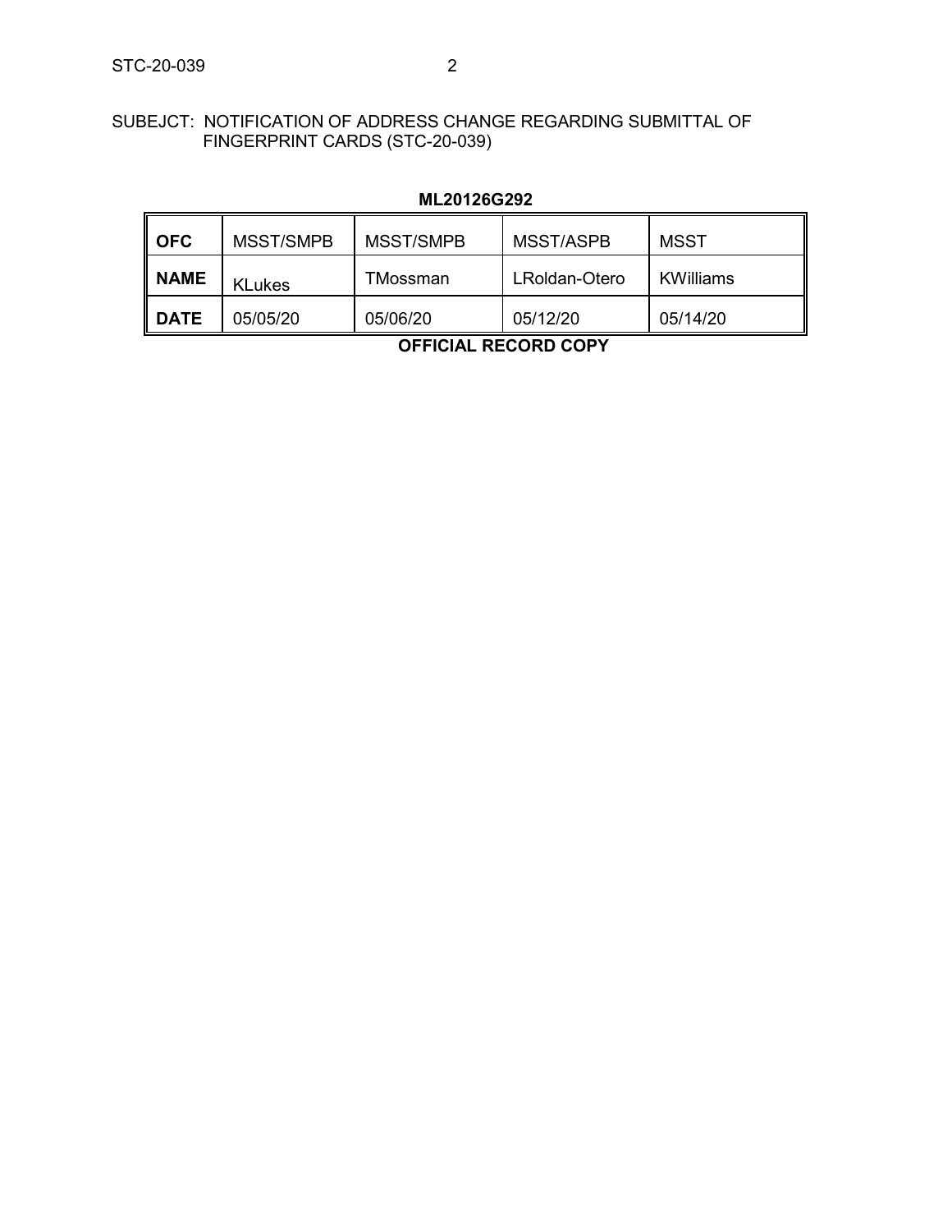SUBEJCT: NOTIFICATION OF ADDRESS CHANGE REGARDING SUBMITTAL OF FINGERPRINT CARDS (STC-20-039)

**ML20126G292**

| **OFC** | MSST/SMPB | MSST/SMPB | MSST/ASPB | MSST |
|---|---|---|---|---|
| **NAME** | KLukes | TMossman | LRoldan-Otero | KWilliams |
| **DATE** | 05/05/20 | 05/06/20 | 05/12/20 | 05/14/20 |

**OFFICIAL RECORD COPY**